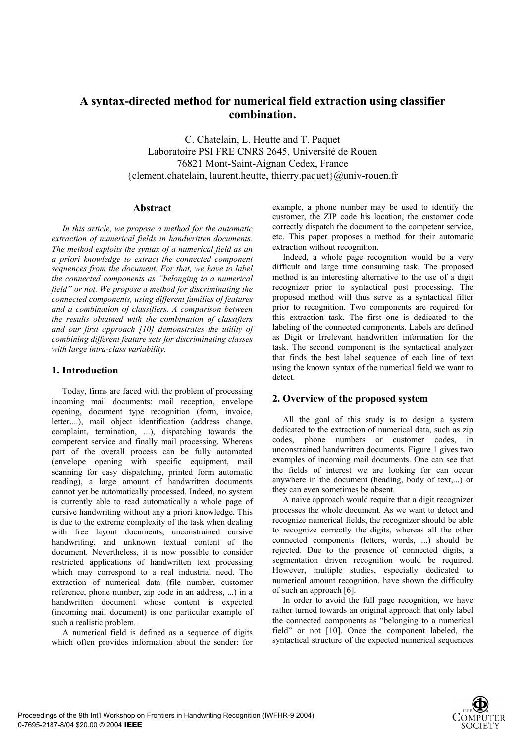# A syntax-directed method for numerical field extraction using classifier combination.

C. Chatelain, L. Heutte and T. Paquet
Laboratoire PSI FRE CNRS 2645, Université de Rouen
76821 Mont-Saint-Aignan Cedex, France
{clement.chatelain, laurent.heutte, thierry.paquet}@univ-rouen.fr

## Abstract

*In this article, we propose a method for the automatic extraction of numerical fields in handwritten documents. The method exploits the syntax of a numerical field as an a priori knowledge to extract the connected component sequences from the document. For that, we have to label the connected components as "belonging to a numerical field" or not. We propose a method for discriminating the connected components, using different families of features and a combination of classifiers. A comparison between the results obtained with the combination of classifiers and our first approach [10] demonstrates the utility of combining different feature sets for discriminating classes with large intra-class variability.*

## 1. Introduction

Today, firms are faced with the problem of processing incoming mail documents: mail reception, envelope opening, document type recognition (form, invoice, letter,...), mail object identification (address change, complaint, termination, ...), dispatching towards the competent service and finally mail processing. Whereas part of the overall process can be fully automated (envelope opening with specific equipment, mail scanning for easy dispatching, printed form automatic reading), a large amount of handwritten documents cannot yet be automatically processed. Indeed, no system is currently able to read automatically a whole page of cursive handwriting without any a priori knowledge. This is due to the extreme complexity of the task when dealing with free layout documents, unconstrained cursive handwriting, and unknown textual content of the document. Nevertheless, it is now possible to consider restricted applications of handwritten text processing which may correspond to a real industrial need. The extraction of numerical data (file number, customer reference, phone number, zip code in an address, ...) in a handwritten document whose content is expected (incoming mail document) is one particular example of such a realistic problem.

A numerical field is defined as a sequence of digits which often provides information about the sender: for example, a phone number may be used to identify the customer, the ZIP code his location, the customer code correctly dispatch the document to the competent service, etc. This paper proposes a method for their automatic extraction without recognition.

Indeed, a whole page recognition would be a very difficult and large time consuming task. The proposed method is an interesting alternative to the use of a digit recognizer prior to syntactical post processing. The proposed method will thus serve as a syntactical filter prior to recognition. Two components are required for this extraction task. The first one is dedicated to the labeling of the connected components. Labels are defined as Digit or Irrelevant handwritten information for the task. The second component is the syntactical analyzer that finds the best label sequence of each line of text using the known syntax of the numerical field we want to detect.

## 2. Overview of the proposed system

All the goal of this study is to design a system dedicated to the extraction of numerical data, such as zip codes, phone numbers or customer codes, in unconstrained handwritten documents. Figure 1 gives two examples of incoming mail documents. One can see that the fields of interest we are looking for can occur anywhere in the document (heading, body of text,...) or they can even sometimes be absent.

A naive approach would require that a digit recognizer processes the whole document. As we want to detect and recognize numerical fields, the recognizer should be able to recognize correctly the digits, whereas all the other connected components (letters, words, ...) should be rejected. Due to the presence of connected digits, a segmentation driven recognition would be required. However, multiple studies, especially dedicated to numerical amount recognition, have shown the difficulty of such an approach [6].

In order to avoid the full page recognition, we have rather turned towards an original approach that only label the connected components as "belonging to a numerical field" or not [10]. Once the component labeled, the syntactical structure of the expected numerical sequences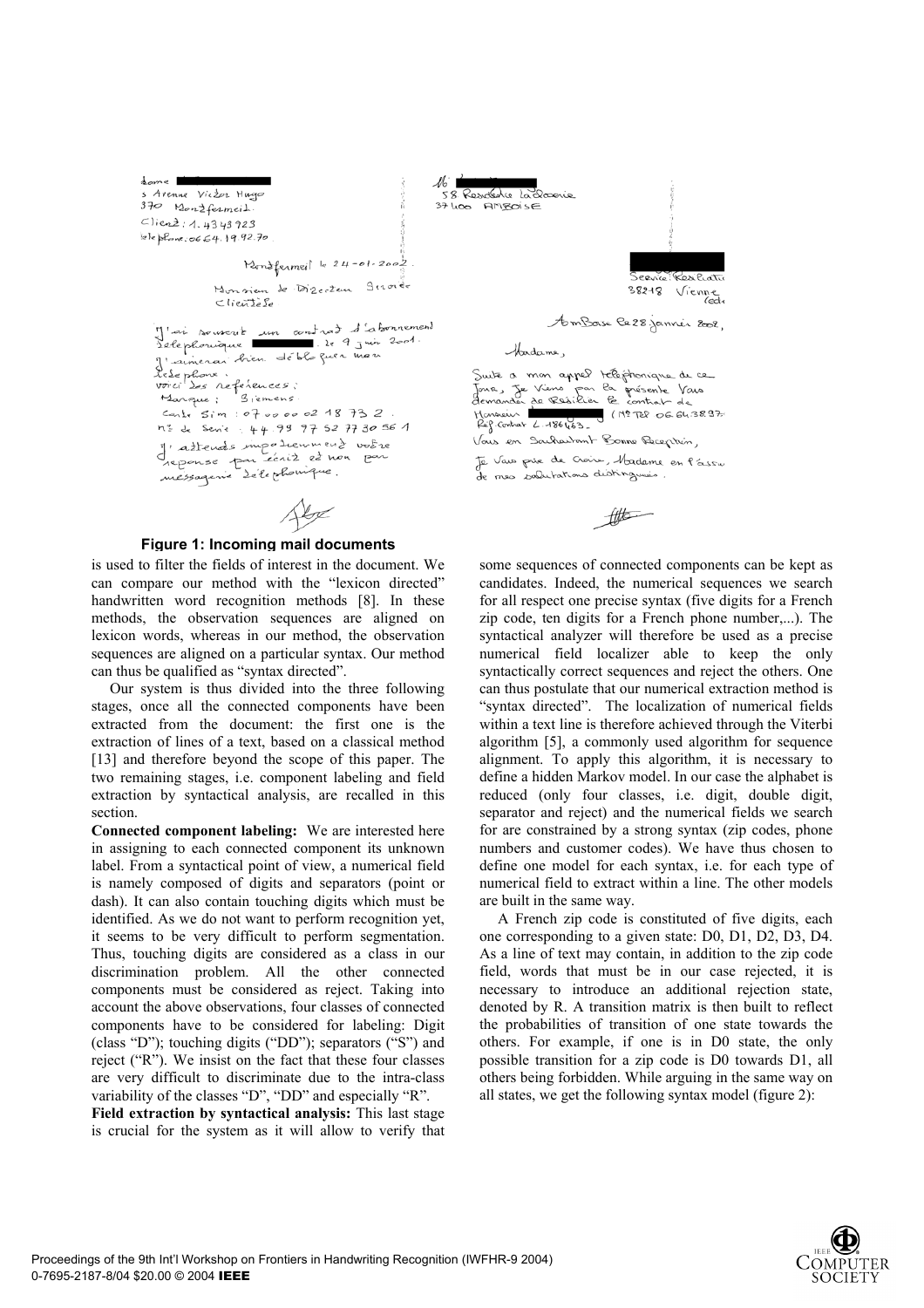Figure 1: Incoming mail documents

is used to filter the fields of interest in the document. We can compare our method with the "lexicon directed" handwritten word recognition methods [8]. In these methods, the observation sequences are aligned on lexicon words, whereas in our method, the observation sequences are aligned on a particular syntax. Our method can thus be qualified as "syntax directed".

Our system is thus divided into the three following stages, once all the connected components have been extracted from the document: the first one is the extraction of lines of a text, based on a classical method [13] and therefore beyond the scope of this paper. The two remaining stages, i.e. component labeling and field extraction by syntactical analysis, are recalled in this section.

**Connected component labeling:** We are interested here in assigning to each connected component its unknown label. From a syntactical point of view, a numerical field is namely composed of digits and separators (point or dash). It can also contain touching digits which must be identified. As we do not want to perform recognition yet, it seems to be very difficult to perform segmentation. Thus, touching digits are considered as a class in our discrimination problem. All the other connected components must be considered as reject. Taking into account the above observations, four classes of connected components have to be considered for labeling: Digit (class "D"); touching digits ("DD"); separators ("S") and reject ("R"). We insist on the fact that these four classes are very difficult to discriminate due to the intra-class variability of the classes "D", "DD" and especially "R".

**Field extraction by syntactical analysis:** This last stage is crucial for the system as it will allow to verify that some sequences of connected components can be kept as candidates. Indeed, the numerical sequences we search for all respect one precise syntax (five digits for a French zip code, ten digits for a French phone number,...). The syntactical analyzer will therefore be used as a precise numerical field localizer able to keep the only syntactically correct sequences and reject the others. One can thus postulate that our numerical extraction method is "syntax directed". The localization of numerical fields within a text line is therefore achieved through the Viterbi algorithm [5], a commonly used algorithm for sequence alignment. To apply this algorithm, it is necessary to define a hidden Markov model. In our case the alphabet is reduced (only four classes, i.e. digit, double digit, separator and reject) and the numerical fields we search for are constrained by a strong syntax (zip codes, phone numbers and customer codes). We have thus chosen to define one model for each syntax, i.e. for each type of numerical field to extract within a line. The other models are built in the same way.

A French zip code is constituted of five digits, each one corresponding to a given state: D0, D1, D2, D3, D4. As a line of text may contain, in addition to the zip code field, words that must be in our case rejected, it is necessary to introduce an additional rejection state, denoted by R. A transition matrix is then built to reflect the probabilities of transition of one state towards the others. For example, if one is in D0 state, the only possible transition for a zip code is D0 towards D1, all others being forbidden. While arguing in the same way on all states, we get the following syntax model (figure 2):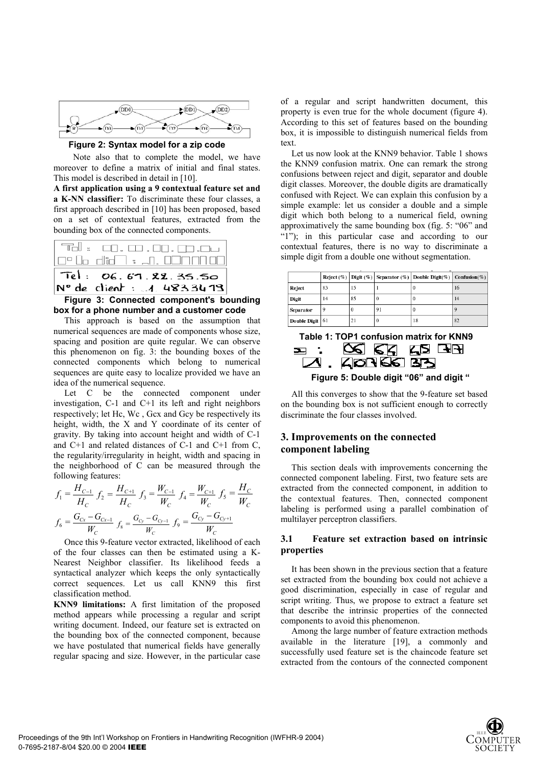Figure 2: Syntax model for a zip code

Note also that to complete the model, we have moreover to define a matrix of initial and final states. This model is described in detail in [10].

**A first application using a 9 contextual feature set and a K-NN classifier:** To discriminate these four classes, a first approach described in [10] has been proposed, based on a set of contextual features, extracted from the bounding box of the connected components.

Figure 3: Connected component's bounding box for a phone number and a customer code

This approach is based on the assumption that numerical sequences are made of components whose size, spacing and position are quite regular. We can observe this phenomenon on fig. 3: the bounding boxes of the connected components which belong to numerical sequences are quite easy to localize provided we have an idea of the numerical sequence.

Let C be the connected component under investigation, C-1 and C+1 its left and right neighbors respectively; let Hc, Wc , Gcx and Gcy be respectively its height, width, the X and Y coordinate of its center of gravity. By taking into account height and width of C-1 and C+1 and related distances of C-1 and C+1 from C, the regularity/irregularity in height, width and spacing in the neighborhood of C can be measured through the following features:

$$f_1 = \frac{H_{C-1}}{H_C} \; f_2 = \frac{H_{C+1}}{H_C} \; f_3 = \frac{W_{C-1}}{W_C} \; f_4 = \frac{W_{C+1}}{W_C} \; f_5 = \frac{H_C}{W_C}$$

$$f_6 = \frac{G_{Cx} - G_{Cx-1}}{W_C} \; f_8 = \frac{G_{Cy} - G_{Cy-1}}{W_C} \; f_9 = \frac{G_{Cy} - G_{Cy+1}}{W_C}$$

Once this 9-feature vector extracted, likelihood of each of the four classes can then be estimated using a K-Nearest Neighbor classifier. Its likelihood feeds a syntactical analyzer which keeps the only syntactically correct sequences. Let us call KNN9 this first classification method.

**KNN9 limitations:** A first limitation of the proposed method appears while processing a regular and script writing document. Indeed, our feature set is extracted on the bounding box of the connected component, because we have postulated that numerical fields have generally regular spacing and size. However, in the particular case of a regular and script handwritten document, this property is even true for the whole document (figure 4). According to this set of features based on the bounding box, it is impossible to distinguish numerical fields from text.

Let us now look at the KNN9 behavior. Table 1 shows the KNN9 confusion matrix. One can remark the strong confusions between reject and digit, separator and double digit classes. Moreover, the double digits are dramatically confused with Reject. We can explain this confusion by a simple example: let us consider a double and a simple digit which both belong to a numerical field, owning approximatively the same bounding box (fig. 5: "06" and "1"); in this particular case and according to our contextual features, there is no way to discriminate a simple digit from a double one without segmentation.

| | Reject (%) | Digit (%) | Separator (%) | Double Digit(%) | Confusion(%) |
|---|---|---|---|---|---|
| Reject | 83 | 15 | 1 | 0 | 16 |
| Digit | 14 | 85 | 0 | 0 | 14 |
| Separator | 9 | 0 | 91 | 0 | 9 |
| Double Digit | 61 | 21 | 0 | 18 | 82 |

Table 1: TOP1 confusion matrix for KNN9

Figure 5: Double digit "06" and digit "

All this converges to show that the 9-feature set based on the bounding box is not sufficient enough to correctly discriminate the four classes involved.

## 3. Improvements on the connected component labeling

This section deals with improvements concerning the connected component labeling. First, two feature sets are extracted from the connected component, in addition to the contextual features. Then, connected component labeling is performed using a parallel combination of multilayer perceptron classifiers.

### 3.1 Feature set extraction based on intrinsic properties

It has been shown in the previous section that a feature set extracted from the bounding box could not achieve a good discrimination, especially in case of regular and script writing. Thus, we propose to extract a feature set that describe the intrinsic properties of the connected components to avoid this phenomenon.

Among the large number of feature extraction methods available in the literature [19], a commonly and successfully used feature set is the chaincode feature set extracted from the contours of the connected component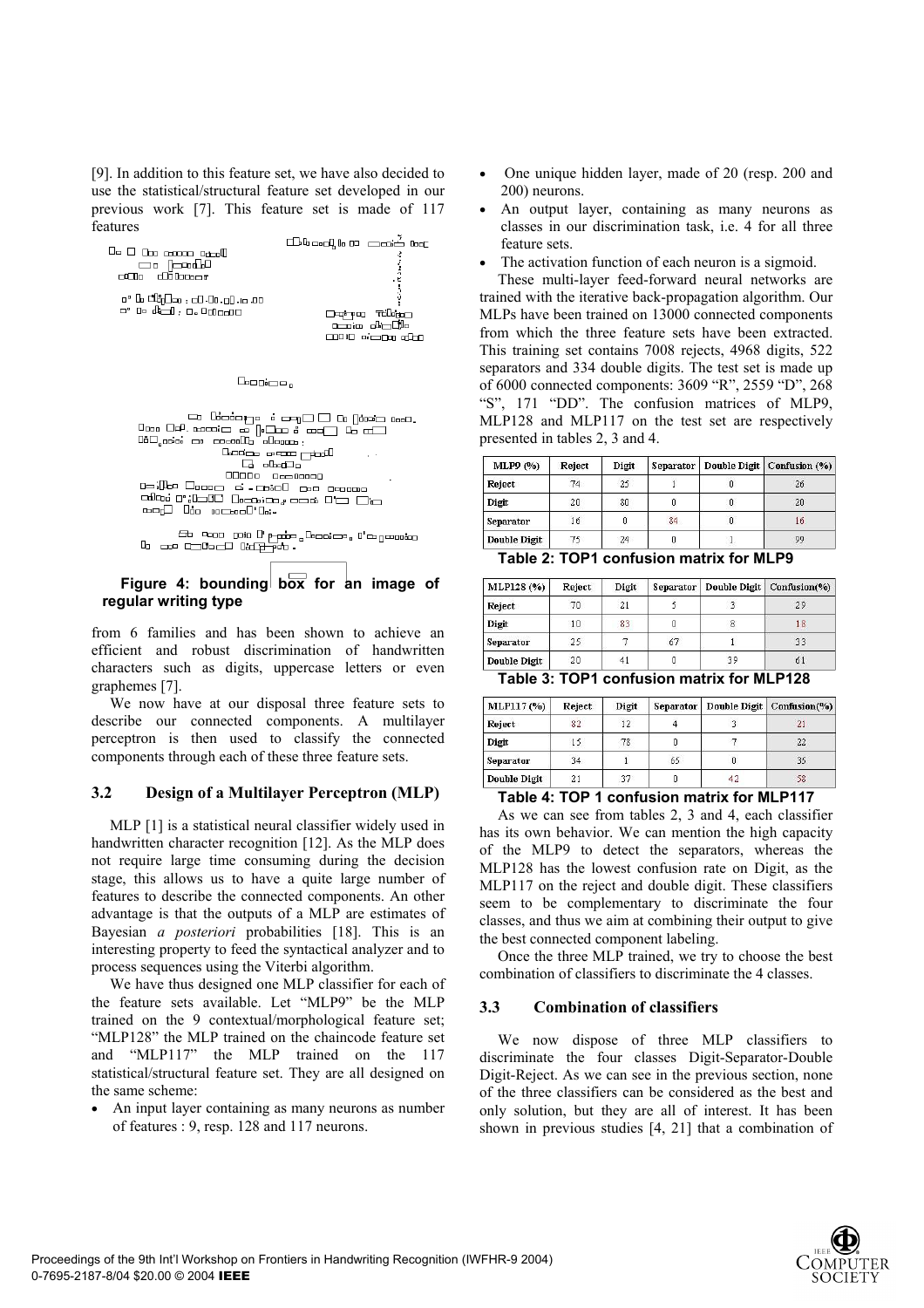[9]. In addition to this feature set, we have also decided to use the statistical/structural feature set developed in our previous work [7]. This feature set is made of 117 features

Figure 4: bounding box for an image of regular writing type

from 6 families and has been shown to achieve an efficient and robust discrimination of handwritten characters such as digits, uppercase letters or even graphemes [7].

We now have at our disposal three feature sets to describe our connected components. A multilayer perceptron is then used to classify the connected components through each of these three feature sets.

### 3.2 Design of a Multilayer Perceptron (MLP)

MLP [1] is a statistical neural classifier widely used in handwritten character recognition [12]. As the MLP does not require large time consuming during the decision stage, this allows us to have a quite large number of features to describe the connected components. An other advantage is that the outputs of a MLP are estimates of Bayesian *a posteriori* probabilities [18]. This is an interesting property to feed the syntactical analyzer and to process sequences using the Viterbi algorithm.

We have thus designed one MLP classifier for each of the feature sets available. Let "MLP9" be the MLP trained on the 9 contextual/morphological feature set; "MLP128" the MLP trained on the chaincode feature set and "MLP117" the MLP trained on the 117 statistical/structural feature set. They are all designed on the same scheme:

- An input layer containing as many neurons as number of features : 9, resp. 128 and 117 neurons.
- One unique hidden layer, made of 20 (resp. 200 and 200) neurons.
- An output layer, containing as many neurons as classes in our discrimination task, i.e. 4 for all three feature sets.
- The activation function of each neuron is a sigmoid.

These multi-layer feed-forward neural networks are trained with the iterative back-propagation algorithm. Our MLPs have been trained on 13000 connected components from which the three feature sets have been extracted. This training set contains 7008 rejects, 4968 digits, 522 separators and 334 double digits. The test set is made up of 6000 connected components: 3609 "R", 2559 "D", 268 "S", 171 "DD". The confusion matrices of MLP9, MLP128 and MLP117 on the test set are respectively presented in tables 2, 3 and 4.

| MLP9 (%) | Reject | Digit | Separator | Double Digit | Confusion (%) |
|---|---|---|---|---|---|
| Reject | 74 | 25 | 1 | 0 | 26 |
| Digit | 20 | 80 | 0 | 0 | 20 |
| Separator | 16 | 0 | 84 | 0 | 16 |
| Double Digit | 75 | 24 | 0 | 1 | 99 |

**Table 2: TOP1 confusion matrix for MLP9**

| MLP128 (%) | Reject | Digit | Separator | Double Digit | Confusion(%) |
|---|---|---|---|---|---|
| Reject | 70 | 21 | 5 | 3 | 29 |
| Digit | 10 | 83 | 0 | 8 | 18 |
| Separator | 25 | 7 | 67 | 1 | 33 |
| Double Digit | 20 | 41 | 0 | 39 | 61 |

**Table 3: TOP1 confusion matrix for MLP128**

| MLP117 (%) | Reject | Digit | Separator | Double Digit | Confusion(%) |
|---|---|---|---|---|---|
| Reject | 82 | 12 | 4 | 3 | 21 |
| Digit | 15 | 78 | 0 | 7 | 22 |
| Separator | 34 | 1 | 65 | 0 | 35 |
| Double Digit | 21 | 37 | 0 | 42 | 58 |

**Table 4: TOP 1 confusion matrix for MLP117**

As we can see from tables 2, 3 and 4, each classifier has its own behavior. We can mention the high capacity of the MLP9 to detect the separators, whereas the MLP128 has the lowest confusion rate on Digit, as the MLP117 on the reject and double digit. These classifiers seem to be complementary to discriminate the four classes, and thus we aim at combining their output to give the best connected component labeling.

Once the three MLP trained, we try to choose the best combination of classifiers to discriminate the 4 classes.

### 3.3 Combination of classifiers

We now dispose of three MLP classifiers to discriminate the four classes Digit-Separator-Double Digit-Reject. As we can see in the previous section, none of the three classifiers can be considered as the best and only solution, but they are all of interest. It has been shown in previous studies [4, 21] that a combination of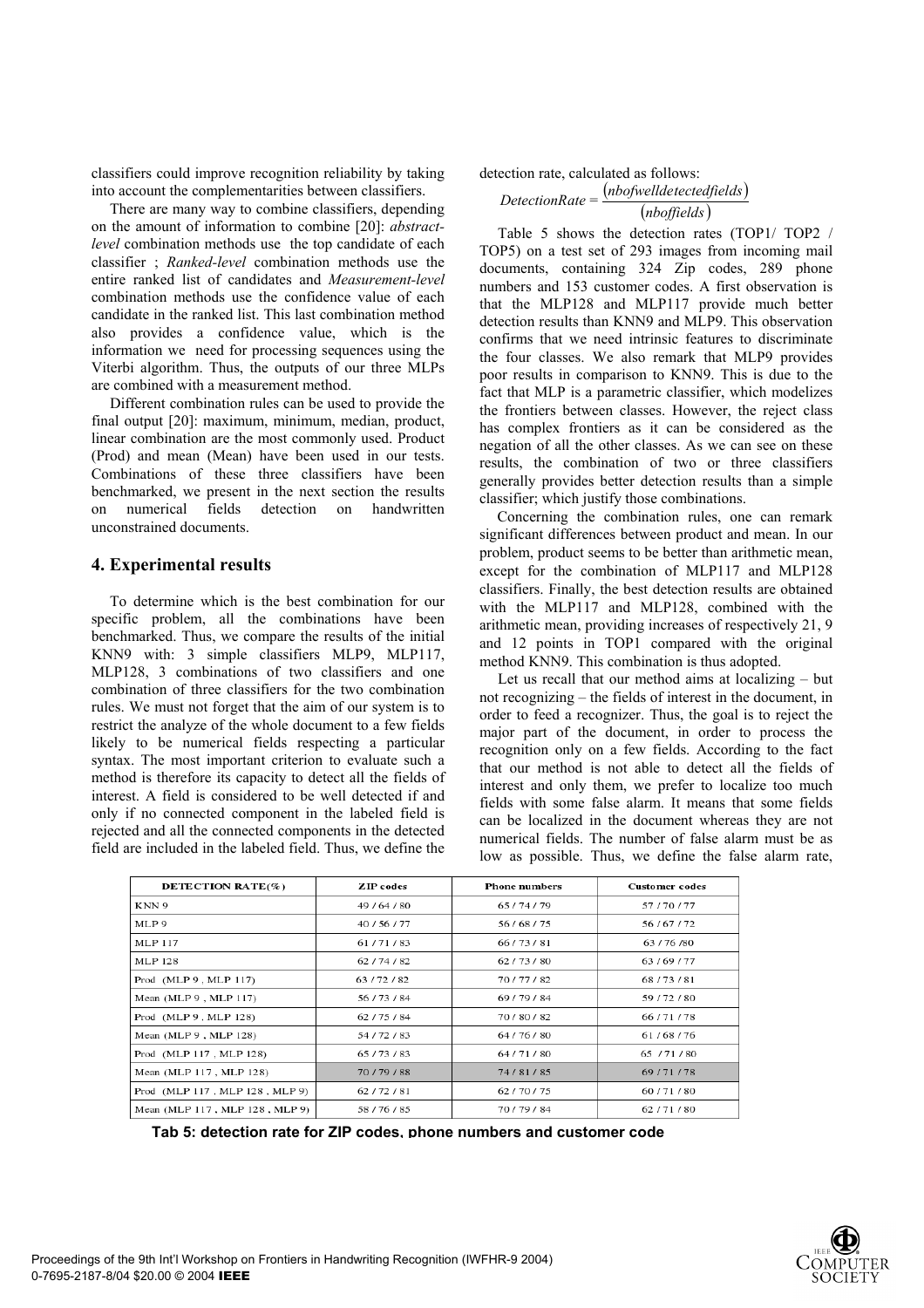classifiers could improve recognition reliability by taking into account the complementarities between classifiers.

There are many way to combine classifiers, depending on the amount of information to combine [20]: *abstract-level* combination methods use the top candidate of each classifier ; *Ranked-level* combination methods use the entire ranked list of candidates and *Measurement-level* combination methods use the confidence value of each candidate in the ranked list. This last combination method also provides a confidence value, which is the information we need for processing sequences using the Viterbi algorithm. Thus, the outputs of our three MLPs are combined with a measurement method.

Different combination rules can be used to provide the final output [20]: maximum, minimum, median, product, linear combination are the most commonly used. Product (Prod) and mean (Mean) have been used in our tests. Combinations of these three classifiers have been benchmarked, we present in the next section the results on numerical fields detection on handwritten unconstrained documents.

## 4. Experimental results

To determine which is the best combination for our specific problem, all the combinations have been benchmarked. Thus, we compare the results of the initial KNN9 with: 3 simple classifiers MLP9, MLP117, MLP128, 3 combinations of two classifiers and one combination of three classifiers for the two combination rules. We must not forget that the aim of our system is to restrict the analyze of the whole document to a few fields likely to be numerical fields respecting a particular syntax. The most important criterion to evaluate such a method is therefore its capacity to detect all the fields of interest. A field is considered to be well detected if and only if no connected component in the labeled field is rejected and all the connected components in the detected field are included in the labeled field. Thus, we define the detection rate, calculated as follows:

$$DetectionRate = \frac{(nbofwelldetectedfields)}{(nboffields)}$$

Table 5 shows the detection rates (TOP1/ TOP2 / TOP5) on a test set of 293 images from incoming mail documents, containing 324 Zip codes, 289 phone numbers and 153 customer codes. A first observation is that the MLP128 and MLP117 provide much better detection results than KNN9 and MLP9. This observation confirms that we need intrinsic features to discriminate the four classes. We also remark that MLP9 provides poor results in comparison to KNN9. This is due to the fact that MLP is a parametric classifier, which modelizes the frontiers between classes. However, the reject class has complex frontiers as it can be considered as the negation of all the other classes. As we can see on these results, the combination of two or three classifiers generally provides better detection results than a simple classifier; which justify those combinations.

Concerning the combination rules, one can remark significant differences between product and mean. In our problem, product seems to be better than arithmetic mean, except for the combination of MLP117 and MLP128 classifiers. Finally, the best detection results are obtained with the MLP117 and MLP128, combined with the arithmetic mean, providing increases of respectively 21, 9 and 12 points in TOP1 compared with the original method KNN9. This combination is thus adopted.

Let us recall that our method aims at localizing – but not recognizing – the fields of interest in the document, in order to feed a recognizer. Thus, the goal is to reject the major part of the document, in order to process the recognition only on a few fields. According to the fact that our method is not able to detect all the fields of interest and only them, we prefer to localize too much fields with some false alarm. It means that some fields can be localized in the document whereas they are not numerical fields. The number of false alarm must be as low as possible. Thus, we define the false alarm rate,

| DETECTION RATE(%) | ZIP codes | Phone numbers | Customer codes |
|---|---|---|---|
| KNN 9 | 49 / 64 / 80 | 65 / 74 / 79 | 57 / 70 / 77 |
| MLP 9 | 40 / 56 / 77 | 56 / 68 / 75 | 56 / 67 / 72 |
| MLP 117 | 61 / 71 / 83 | 66 / 73 / 81 | 63 / 76 /80 |
| MLP 128 | 62 / 74 / 82 | 62 / 73 / 80 | 63 / 69 / 77 |
| Prod (MLP 9 , MLP 117) | 63 / 72 / 82 | 70 / 77 / 82 | 68 / 73 / 81 |
| Mean (MLP 9 , MLP 117) | 56 / 73 / 84 | 69 / 79 / 84 | 59 / 72 / 80 |
| Prod (MLP 9 , MLP 128) | 62 / 75 / 84 | 70 / 80 / 82 | 66 / 71 / 78 |
| Mean (MLP 9 , MLP 128) | 54 / 72 / 83 | 64 / 76 / 80 | 61 / 68 / 76 |
| Prod (MLP 117 , MLP 128) | 65 / 73 / 83 | 64 / 71 / 80 | 65 / 71 / 80 |
| Mean (MLP 117 , MLP 128) | 70 / 79 / 88 | 74 / 81 / 85 | 69 / 71 / 78 |
| Prod (MLP 117 , MLP 128 , MLP 9) | 62 / 72 / 81 | 62 / 70 / 75 | 60 / 71 / 80 |
| Mean (MLP 117 , MLP 128 , MLP 9) | 58 / 76 / 85 | 70 / 79 / 84 | 62 / 71 / 80 |

**Tab 5: detection rate for ZIP codes, phone numbers and customer code**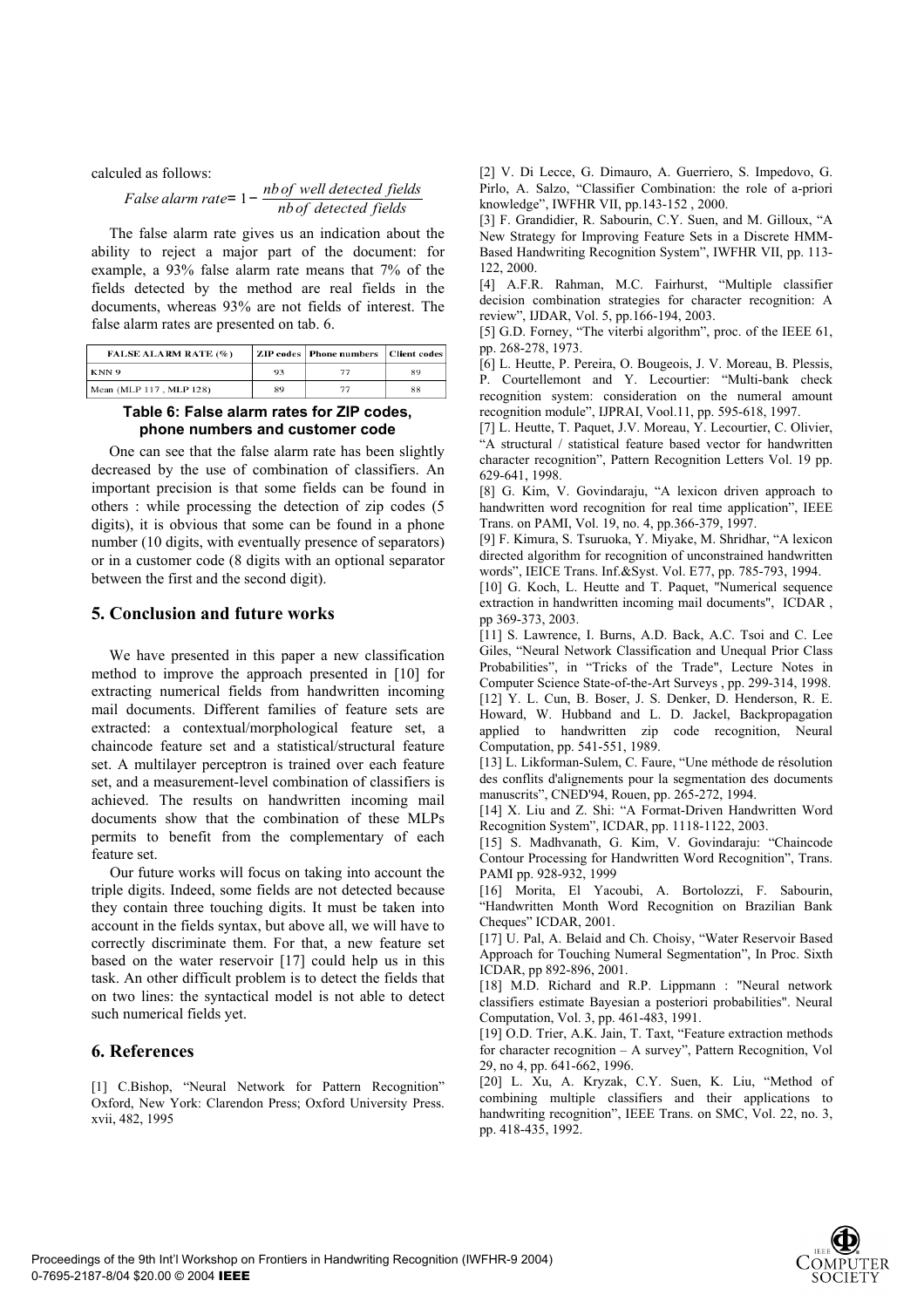calculed as follows:

$$False\ alarm\ rate = 1 - \frac{nb\ of\ well\ detected\ fields}{nb\ of\ detected\ fields}$$

The false alarm rate gives us an indication about the ability to reject a major part of the document: for example, a 93% false alarm rate means that 7% of the fields detected by the method are real fields in the documents, whereas 93% are not fields of interest. The false alarm rates are presented on tab. 6.

| FALSE ALARM RATE (%) | ZIP codes | Phone numbers | Client codes |
|---|---|---|---|
| KNN 9 | 93 | 77 | 89 |
| Mean (MLP 117 , MLP 128) | 89 | 77 | 88 |

**Table 6: False alarm rates for ZIP codes, phone numbers and customer code**

One can see that the false alarm rate has been slightly decreased by the use of combination of classifiers. An important precision is that some fields can be found in others : while processing the detection of zip codes (5 digits), it is obvious that some can be found in a phone number (10 digits, with eventually presence of separators) or in a customer code (8 digits with an optional separator between the first and the second digit).

## 5. Conclusion and future works

We have presented in this paper a new classification method to improve the approach presented in [10] for extracting numerical fields from handwritten incoming mail documents. Different families of feature sets are extracted: a contextual/morphological feature set, a chaincode feature set and a statistical/structural feature set. A multilayer perceptron is trained over each feature set, and a measurement-level combination of classifiers is achieved. The results on handwritten incoming mail documents show that the combination of these MLPs permits to benefit from the complementary of each feature set.

Our future works will focus on taking into account the triple digits. Indeed, some fields are not detected because they contain three touching digits. It must be taken into account in the fields syntax, but above all, we will have to correctly discriminate them. For that, a new feature set based on the water reservoir [17] could help us in this task. An other difficult problem is to detect the fields that on two lines: the syntactical model is not able to detect such numerical fields yet.

## 6. References

[1] C.Bishop, "Neural Network for Pattern Recognition" Oxford, New York: Clarendon Press; Oxford University Press. xvii, 482, 1995

[2] V. Di Lecce, G. Dimauro, A. Guerriero, S. Impedovo, G. Pirlo, A. Salzo, "Classifier Combination: the role of a-priori knowledge", IWFHR VII, pp.143-152 , 2000.

[3] F. Grandidier, R. Sabourin, C.Y. Suen, and M. Gilloux, "A New Strategy for Improving Feature Sets in a Discrete HMM-Based Handwriting Recognition System", IWFHR VII, pp. 113-122, 2000.

[4] A.F.R. Rahman, M.C. Fairhurst, "Multiple classifier decision combination strategies for character recognition: A review", IJDAR, Vol. 5, pp.166-194, 2003.

[5] G.D. Forney, "The viterbi algorithm", proc. of the IEEE 61, pp. 268-278, 1973.

[6] L. Heutte, P. Pereira, O. Bougeois, J. V. Moreau, B. Plessis, P. Courtellemont and Y. Lecourtier: "Multi-bank check recognition system: consideration on the numeral amount recognition module", IJPRAI, Vool.11, pp. 595-618, 1997.

[7] L. Heutte, T. Paquet, J.V. Moreau, Y. Lecourtier, C. Olivier, "A structural / statistical feature based vector for handwritten character recognition", Pattern Recognition Letters Vol. 19 pp. 629-641, 1998.

[8] G. Kim, V. Govindaraju, "A lexicon driven approach to handwritten word recognition for real time application", IEEE Trans. on PAMI, Vol. 19, no. 4, pp.366-379, 1997.

[9] F. Kimura, S. Tsuruoka, Y. Miyake, M. Shridhar, "A lexicon directed algorithm for recognition of unconstrained handwritten words", IEICE Trans. Inf.&Syst. Vol. E77, pp. 785-793, 1994.

[10] G. Koch, L. Heutte and T. Paquet, "Numerical sequence extraction in handwritten incoming mail documents", ICDAR , pp 369-373, 2003.

[11] S. Lawrence, I. Burns, A.D. Back, A.C. Tsoi and C. Lee Giles, "Neural Network Classification and Unequal Prior Class Probabilities", in "Tricks of the Trade", Lecture Notes in Computer Science State-of-the-Art Surveys , pp. 299-314, 1998.

[12] Y. L. Cun, B. Boser, J. S. Denker, D. Henderson, R. E. Howard, W. Hubband and L. D. Jackel, Backpropagation applied to handwritten zip code recognition, Neural Computation, pp. 541-551, 1989.

[13] L. Likforman-Sulem, C. Faure, "Une méthode de résolution des conflits d'alignements pour la segmentation des documents manuscrits", CNED'94, Rouen, pp. 265-272, 1994.

[14] X. Liu and Z. Shi: "A Format-Driven Handwritten Word Recognition System", ICDAR, pp. 1118-1122, 2003.

[15] S. Madhvanath, G. Kim, V. Govindaraju: "Chaincode Contour Processing for Handwritten Word Recognition", Trans. PAMI pp. 928-932, 1999

[16] Morita, El Yacoubi, A. Bortolozzi, F. Sabourin, "Handwritten Month Word Recognition on Brazilian Bank Cheques" ICDAR, 2001.

[17] U. Pal, A. Belaid and Ch. Choisy, "Water Reservoir Based Approach for Touching Numeral Segmentation", In Proc. Sixth ICDAR, pp 892-896, 2001.

[18] M.D. Richard and R.P. Lippmann : "Neural network classifiers estimate Bayesian a posteriori probabilities". Neural Computation, Vol. 3, pp. 461-483, 1991.

[19] O.D. Trier, A.K. Jain, T. Taxt, "Feature extraction methods for character recognition – A survey", Pattern Recognition, Vol 29, no 4, pp. 641-662, 1996.

[20] L. Xu, A. Kryzak, C.Y. Suen, K. Liu, "Method of combining multiple classifiers and their applications to handwriting recognition", IEEE Trans. on SMC, Vol. 22, no. 3, pp. 418-435, 1992.